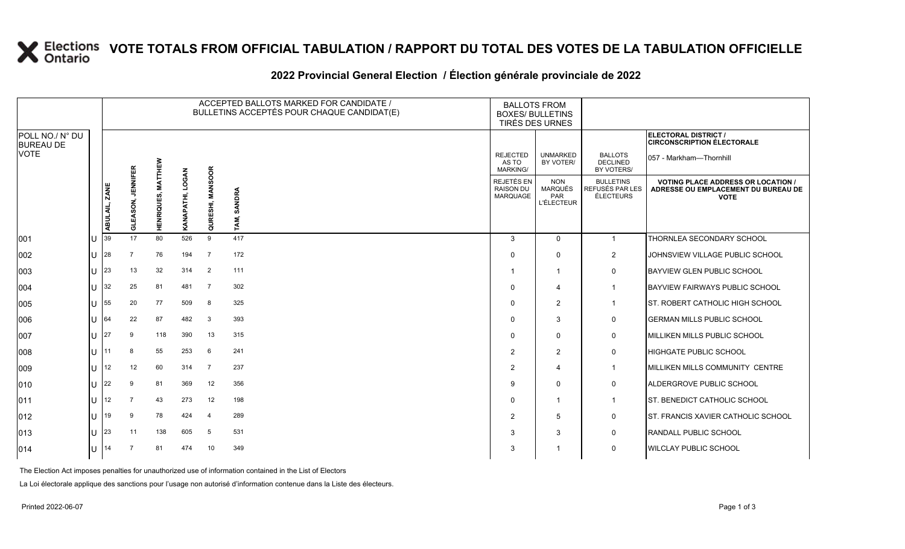# VOTE TOTALS FROM OFFICIAL TABULATION / RAPPORT DU TOTAL DES VOTES DE LA TABULATION OFFICIELLE

## 2022 Provincial General Election / Élection générale provinciale de 2022

**ELECTORAL DISTRICT / CIRCONSCRIPTION ÉLECTORALE:** 057 - Markham—Thornhill

| POLL NO./ N° DU BUREAU DE VOTE | | ACCEPTED BALLOTS MARKED FOR CANDIDATE / BULLETINS ACCEPTÉS POUR CHAQUE CANDIDAT(E) | | | | | | BALLOTS FROM BOXES/ BULLETINS TIRÉS DES URNES | | | |
|---|---|---|---|---|---|---|---|---|---|---|---|
| | | ABULAIL, ZANE | GLEASON, JENNIFER | HENRIQUES, MATTHEW | KANAPATHI, LOGAN | QURESHI, MANSOOR | TAM, SANDRA | REJECTED AS TO MARKING/ REJETÉS EN RAISON DU MARQUAGE | UNMARKED BY VOTER/ NON MARQUÉS PAR L'ÉLECTEUR | BALLOTS DECLINED BY VOTERS/ BULLETINS REFUSÉS PAR LES ÉLECTEURS | VOTING PLACE ADDRESS OR LOCATION / ADRESSE OU EMPLACEMENT DU BUREAU DE VOTE |
| 001 | U | 39 | 17 | 80 | 526 | 9 | 417 | 3 | 0 | 1 | THORNLEA SECONDARY SCHOOL |
| 002 | U | 28 | 7 | 76 | 194 | 7 | 172 | 0 | 0 | 2 | JOHNSVIEW VILLAGE PUBLIC SCHOOL |
| 003 | U | 23 | 13 | 32 | 314 | 2 | 111 | 1 | 1 | 0 | BAYVIEW GLEN PUBLIC SCHOOL |
| 004 | U | 32 | 25 | 81 | 481 | 7 | 302 | 0 | 4 | 1 | BAYVIEW FAIRWAYS PUBLIC SCHOOL |
| 005 | U | 55 | 20 | 77 | 509 | 8 | 325 | 0 | 2 | 1 | ST. ROBERT CATHOLIC HIGH SCHOOL |
| 006 | U | 64 | 22 | 87 | 482 | 3 | 393 | 0 | 3 | 0 | GERMAN MILLS PUBLIC SCHOOL |
| 007 | U | 27 | 9 | 118 | 390 | 13 | 315 | 0 | 0 | 0 | MILLIKEN MILLS PUBLIC SCHOOL |
| 008 | U | 11 | 8 | 55 | 253 | 6 | 241 | 2 | 2 | 0 | HIGHGATE PUBLIC SCHOOL |
| 009 | U | 12 | 12 | 60 | 314 | 7 | 237 | 2 | 4 | 1 | MILLIKEN MILLS COMMUNITY CENTRE |
| 010 | U | 22 | 9 | 81 | 369 | 12 | 356 | 9 | 0 | 0 | ALDERGROVE PUBLIC SCHOOL |
| 011 | U | 12 | 7 | 43 | 273 | 12 | 198 | 0 | 1 | 1 | ST. BENEDICT CATHOLIC SCHOOL |
| 012 | U | 19 | 9 | 78 | 424 | 4 | 289 | 2 | 5 | 0 | ST. FRANCIS XAVIER CATHOLIC SCHOOL |
| 013 | U | 23 | 11 | 138 | 605 | 5 | 531 | 3 | 3 | 0 | RANDALL PUBLIC SCHOOL |
| 014 | U | 14 | 7 | 81 | 474 | 10 | 349 | 3 | 1 | 0 | WILCLAY PUBLIC SCHOOL |

The Election Act imposes penalties for unauthorized use of information contained in the List of Electors

La Loi électorale applique des sanctions pour l'usage non autorisé d'information contenue dans la Liste des électeurs.

Printed 2022-06-07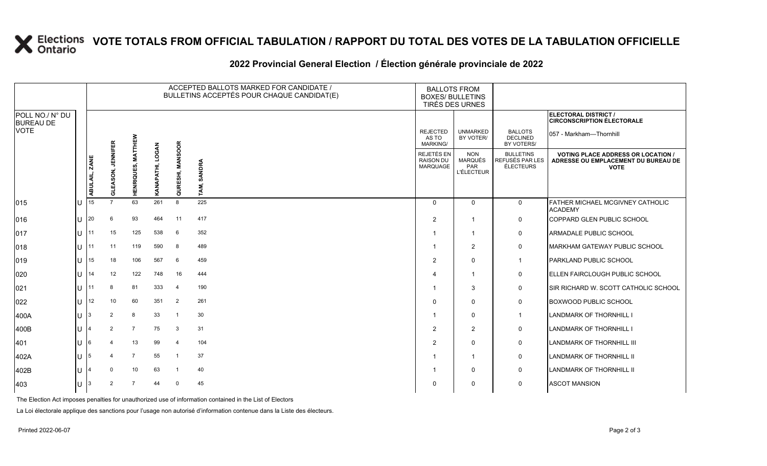# VOTE TOTALS FROM OFFICIAL TABULATION / RAPPORT DU TOTAL DES VOTES DE LA TABULATION OFFICIELLE

## 2022 Provincial General Election / Élection générale provinciale de 2022

| POLL NO./ N° DU BUREAU DE VOTE | | ACCEPTED BALLOTS MARKED FOR CANDIDATE / BULLETINS ACCEPTÉS POUR CHAQUE CANDIDAT(E) | | | | | | BALLOTS FROM BOXES/ BULLETINS TIRÉS DES URNES | | | ELECTORAL DISTRICT / CIRCONSCRIPTION ÉLECTORALE 057 - Markham—Thornhill |
|---|---|---|---|---|---|---|---|---|---|---|---|
| | | ABULAIL, ZANE | GLEASON, JENNIFER | HENRIQUES, MATTHEW | KANAPATHI, LOGAN | QURESHI, MANSOOR | TAM, SANDRA | REJECTED AS TO MARKING/ REJETÉS EN RAISON DU MARQUAGE | UNMARKED BY VOTER/ NON MARQUÉS PAR L'ÉLECTEUR | BALLOTS DECLINED BY VOTERS/ BULLETINS REFUSÉS PAR LES ÉLECTEURS | VOTING PLACE ADDRESS OR LOCATION / ADRESSE OU EMPLACEMENT DU BUREAU DE VOTE |
| 015 | U | 15 | 7 | 63 | 261 | 8 | 225 | 0 | 0 | 0 | FATHER MICHAEL MCGIVNEY CATHOLIC ACADEMY |
| 016 | U | 20 | 6 | 93 | 464 | 11 | 417 | 2 | 1 | 0 | COPPARD GLEN PUBLIC SCHOOL |
| 017 | U | 11 | 15 | 125 | 538 | 6 | 352 | 1 | 1 | 0 | ARMADALE PUBLIC SCHOOL |
| 018 | U | 11 | 11 | 119 | 590 | 8 | 489 | 1 | 2 | 0 | MARKHAM GATEWAY PUBLIC SCHOOL |
| 019 | U | 15 | 18 | 106 | 567 | 6 | 459 | 2 | 0 | 1 | PARKLAND PUBLIC SCHOOL |
| 020 | U | 14 | 12 | 122 | 748 | 16 | 444 | 4 | 1 | 0 | ELLEN FAIRCLOUGH PUBLIC SCHOOL |
| 021 | U | 11 | 8 | 81 | 333 | 4 | 190 | 1 | 3 | 0 | SIR RICHARD W. SCOTT CATHOLIC SCHOOL |
| 022 | U | 12 | 10 | 60 | 351 | 2 | 261 | 0 | 0 | 0 | BOXWOOD PUBLIC SCHOOL |
| 400A | U | 3 | 2 | 8 | 33 | 1 | 30 | 1 | 0 | 1 | LANDMARK OF THORNHILL I |
| 400B | U | 4 | 2 | 7 | 75 | 3 | 31 | 2 | 2 | 0 | LANDMARK OF THORNHILL I |
| 401 | U | 6 | 4 | 13 | 99 | 4 | 104 | 2 | 0 | 0 | LANDMARK OF THORNHILL III |
| 402A | U | 5 | 4 | 7 | 55 | 1 | 37 | 1 | 1 | 0 | LANDMARK OF THORNHILL II |
| 402B | U | 4 | 0 | 10 | 63 | 1 | 40 | 1 | 0 | 0 | LANDMARK OF THORNHILL II |
| 403 | U | 3 | 2 | 7 | 44 | 0 | 45 | 0 | 0 | 0 | ASCOT MANSION |

The Election Act imposes penalties for unauthorized use of information contained in the List of Electors

La Loi électorale applique des sanctions pour l'usage non autorisé d'information contenue dans la Liste des électeurs.

Printed 2022-06-07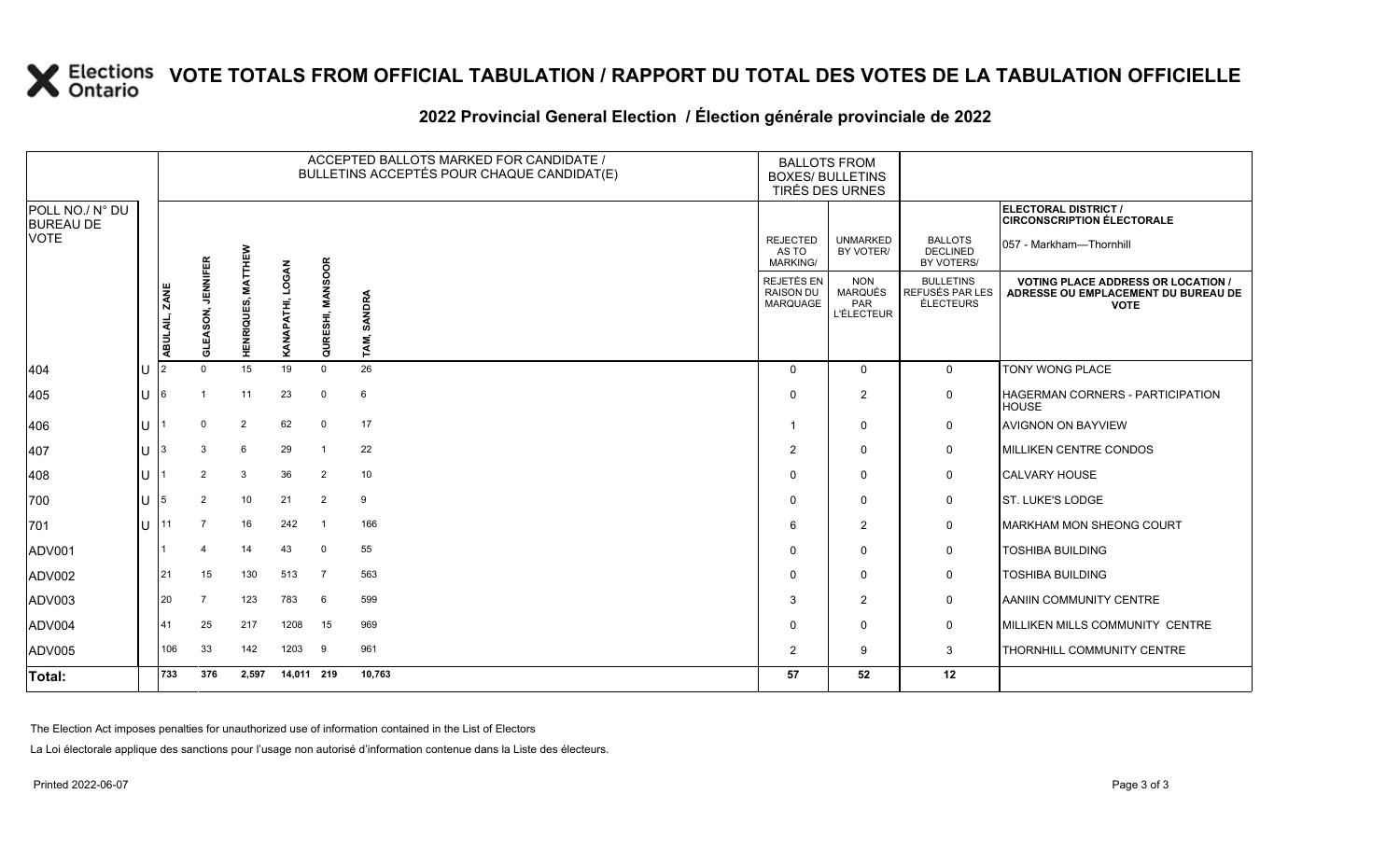# VOTE TOTALS FROM OFFICIAL TABULATION / RAPPORT DU TOTAL DES VOTES DE LA TABULATION OFFICIELLE

## 2022 Provincial General Election / Élection générale provinciale de 2022

| POLL NO./ N° DU BUREAU DE VOTE | | ACCEPTED BALLOTS MARKED FOR CANDIDATE / BULLETINS ACCEPTÉS POUR CHAQUE CANDIDAT(E) | | | | | | BALLOTS FROM BOXES/ BULLETINS TIRÉS DES URNES | | | ELECTORAL DISTRICT / CIRCONSCRIPTION ÉLECTORALE 057 - Markham—Thornhill |
|---|---|---|---|---|---|---|---|---|---|---|---|
| | | ABULAIL, ZANE | GLEASON, JENNIFER | HENRIQUES, MATTHEW | KANAPATHI, LOGAN | QURESHI, MANSOOR | TAM, SANDRA | REJECTED AS TO MARKING/ REJETÉS EN RAISON DU MARQUAGE | UNMARKED BY VOTER/ NON MARQUÉS PAR L'ÉLECTEUR | BALLOTS DECLINED BY VOTERS/ BULLETINS REFUSÉS PAR LES ÉLECTEURS | VOTING PLACE ADDRESS OR LOCATION / ADRESSE OU EMPLACEMENT DU BUREAU DE VOTE |
| 404 | U | 2 | 0 | 15 | 19 | 0 | 26 | 0 | 0 | 0 | TONY WONG PLACE |
| 405 | U | 6 | 1 | 11 | 23 | 0 | 6 | 0 | 2 | 0 | HAGERMAN CORNERS - PARTICIPATION HOUSE |
| 406 | U | 1 | 0 | 2 | 62 | 0 | 17 | 1 | 0 | 0 | AVIGNON ON BAYVIEW |
| 407 | U | 3 | 3 | 6 | 29 | 1 | 22 | 2 | 0 | 0 | MILLIKEN CENTRE CONDOS |
| 408 | U | 1 | 2 | 3 | 36 | 2 | 10 | 0 | 0 | 0 | CALVARY HOUSE |
| 700 | U | 5 | 2 | 10 | 21 | 2 | 9 | 0 | 0 | 0 | ST. LUKE'S LODGE |
| 701 | U | 11 | 7 | 16 | 242 | 1 | 166 | 6 | 2 | 0 | MARKHAM MON SHEONG COURT |
| ADV001 | | 1 | 4 | 14 | 43 | 0 | 55 | 0 | 0 | 0 | TOSHIBA BUILDING |
| ADV002 | | 21 | 15 | 130 | 513 | 7 | 563 | 0 | 0 | 0 | TOSHIBA BUILDING |
| ADV003 | | 20 | 7 | 123 | 783 | 6 | 599 | 3 | 2 | 0 | AANIIN COMMUNITY CENTRE |
| ADV004 | | 41 | 25 | 217 | 1208 | 15 | 969 | 0 | 0 | 0 | MILLIKEN MILLS COMMUNITY CENTRE |
| ADV005 | | 106 | 33 | 142 | 1203 | 9 | 961 | 2 | 9 | 3 | THORNHILL COMMUNITY CENTRE |
| **Total:** | | **733** | **376** | **2,597** | **14,011** | **219** | **10,763** | **57** | **52** | **12** | |

The Election Act imposes penalties for unauthorized use of information contained in the List of Electors

La Loi électorale applique des sanctions pour l'usage non autorisé d'information contenue dans la Liste des électeurs.

Printed 2022-06-07